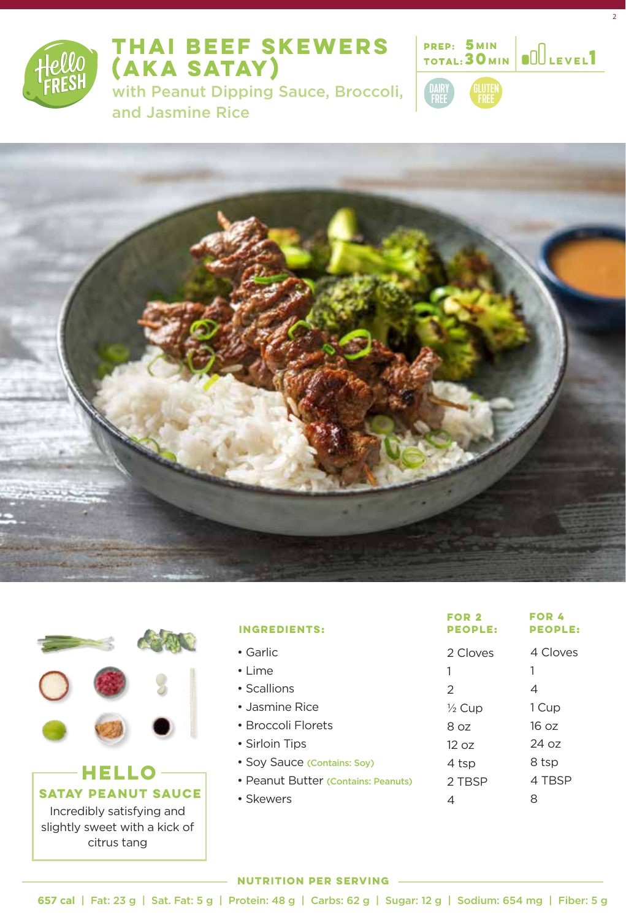# THAI BEEF SKEWERS (AKA SATAY)

## with Peanut Dipping Sauce, Broccoli, and Jasmine Rice

PREP: 5 MIN
TOTAL: 30 MIN
LEVEL 1

DAIRY FREE
GLUTEN FREE

## HELLO SATAY PEANUT SAUCE

Incredibly satisfying and slightly sweet with a kick of citrus tang

| INGREDIENTS: | FOR 2 PEOPLE: | FOR 4 PEOPLE: |
|---|---|---|
| • Garlic | 2 Cloves | 4 Cloves |
| • Lime | 1 | 1 |
| • Scallions | 2 | 4 |
| • Jasmine Rice | ½ Cup | 1 Cup |
| • Broccoli Florets | 8 oz | 16 oz |
| • Sirloin Tips | 12 oz | 24 oz |
| • Soy Sauce (Contains: Soy) | 4 tsp | 8 tsp |
| • Peanut Butter (Contains: Peanuts) | 2 TBSP | 4 TBSP |
| • Skewers | 4 | 8 |

**NUTRITION PER SERVING**

657 cal | Fat: 23 g | Sat. Fat: 5 g | Protein: 48 g | Carbs: 62 g | Sugar: 12 g | Sodium: 654 mg | Fiber: 5 g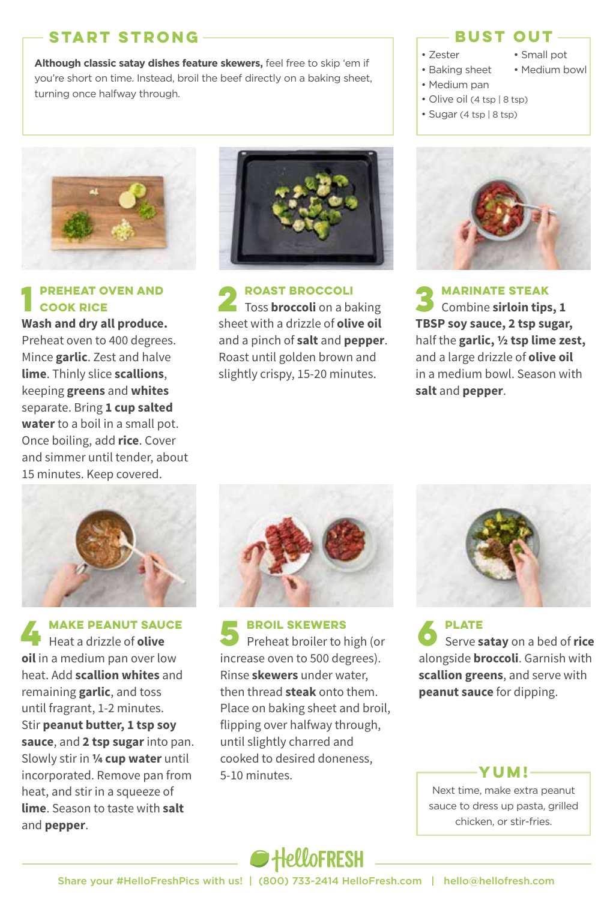## START STRONG

**Although classic satay dishes feature skewers,** feel free to skip 'em if you're short on time. Instead, broil the beef directly on a baking sheet, turning once halfway through.

## BUST OUT

- Zester
- Baking sheet
- Medium pan
- Olive oil (4 tsp | 8 tsp)
- Sugar (4 tsp | 8 tsp)
- Small pot
- Medium bowl

### 1 PREHEAT OVEN AND COOK RICE

**Wash and dry all produce.** Preheat oven to 400 degrees. Mince **garlic**. Zest and halve **lime**. Thinly slice **scallions**, keeping **greens** and **whites** separate. Bring **1 cup salted water** to a boil in a small pot. Once boiling, add **rice**. Cover and simmer until tender, about 15 minutes. Keep covered.

### 2 ROAST BROCCOLI

Toss **broccoli** on a baking sheet with a drizzle of **olive oil** and a pinch of **salt** and **pepper**. Roast until golden brown and slightly crispy, 15-20 minutes.

### 3 MARINATE STEAK

Combine **sirloin tips, 1 TBSP soy sauce, 2 tsp sugar,** half the **garlic, ½ tsp lime zest,** and a large drizzle of **olive oil** in a medium bowl. Season with **salt** and **pepper**.

### 4 MAKE PEANUT SAUCE

Heat a drizzle of **olive oil** in a medium pan over low heat. Add **scallion whites** and remaining **garlic**, and toss until fragrant, 1-2 minutes. Stir **peanut butter, 1 tsp soy sauce**, and **2 tsp sugar** into pan. Slowly stir in **¼ cup water** until incorporated. Remove pan from heat, and stir in a squeeze of **lime**. Season to taste with **salt** and **pepper**.

### 5 BROIL SKEWERS

Preheat broiler to high (or increase oven to 500 degrees). Rinse **skewers** under water, then thread **steak** onto them. Place on baking sheet and broil, flipping over halfway through, until slightly charred and cooked to desired doneness, 5-10 minutes.

### 6 PLATE

Serve **satay** on a bed of **rice** alongside **broccoli**. Garnish with **scallion greens**, and serve with **peanut sauce** for dipping.

## YUM!

Next time, make extra peanut sauce to dress up pasta, grilled chicken, or stir-fries.

HelloFRESH

Share your #HelloFreshPics with us! | (800) 733-2414 HelloFresh.com | hello@hellofresh.com